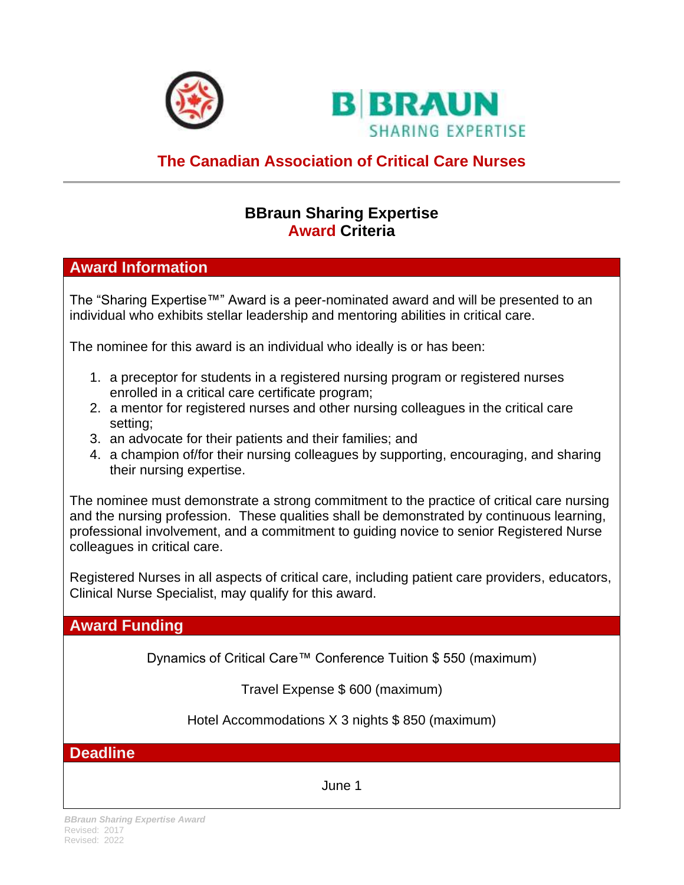B|BRAUN
SHARING EXPERTISE

# The Canadian Association of Critical Care Nurses

## BBraun Sharing Expertise Award Criteria

### Award Information

The “Sharing Expertise™” Award is a peer-nominated award and will be presented to an individual who exhibits stellar leadership and mentoring abilities in critical care.

The nominee for this award is an individual who ideally is or has been:

1. a preceptor for students in a registered nursing program or registered nurses enrolled in a critical care certificate program;
2. a mentor for registered nurses and other nursing colleagues in the critical care setting;
3. an advocate for their patients and their families; and
4. a champion of/for their nursing colleagues by supporting, encouraging, and sharing their nursing expertise.

The nominee must demonstrate a strong commitment to the practice of critical care nursing and the nursing profession. These qualities shall be demonstrated by continuous learning, professional involvement, and a commitment to guiding novice to senior Registered Nurse colleagues in critical care.

Registered Nurses in all aspects of critical care, including patient care providers, educators, Clinical Nurse Specialist, may qualify for this award.

### Award Funding

Dynamics of Critical Care™ Conference Tuition $ 550 (maximum)

Travel Expense $ 600 (maximum)

Hotel Accommodations X 3 nights $ 850 (maximum)

### Deadline

June 1

*BBraun Sharing Expertise Award*
Revised: 2017
Revised: 2022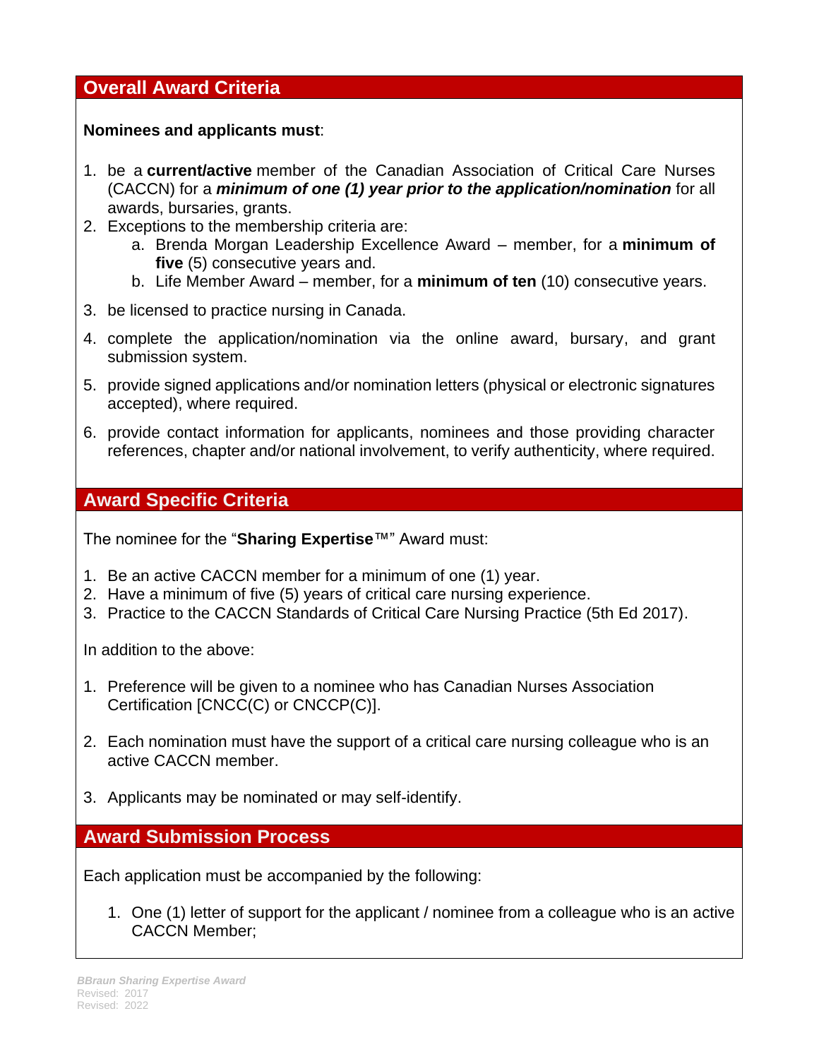## Overall Award Criteria

**Nominees and applicants must**:

1. be a **current/active** member of the Canadian Association of Critical Care Nurses (CACCN) for a ***minimum of one (1) year prior to the application/nomination*** for all awards, bursaries, grants.
2. Exceptions to the membership criteria are:
    a. Brenda Morgan Leadership Excellence Award – member, for a **minimum of five** (5) consecutive years and.
    b. Life Member Award – member, for a **minimum of ten** (10) consecutive years.
3. be licensed to practice nursing in Canada.
4. complete the application/nomination via the online award, bursary, and grant submission system.
5. provide signed applications and/or nomination letters (physical or electronic signatures accepted), where required.
6. provide contact information for applicants, nominees and those providing character references, chapter and/or national involvement, to verify authenticity, where required.

## Award Specific Criteria

The nominee for the "**Sharing Expertise**™" Award must:

1. Be an active CACCN member for a minimum of one (1) year.
2. Have a minimum of five (5) years of critical care nursing experience.
3. Practice to the CACCN Standards of Critical Care Nursing Practice (5th Ed 2017).

In addition to the above:

1. Preference will be given to a nominee who has Canadian Nurses Association Certification [CNCC(C) or CNCCP(C)].
2. Each nomination must have the support of a critical care nursing colleague who is an active CACCN member.
3. Applicants may be nominated or may self-identify.

## Award Submission Process

Each application must be accompanied by the following:

1. One (1) letter of support for the applicant / nominee from a colleague who is an active CACCN Member;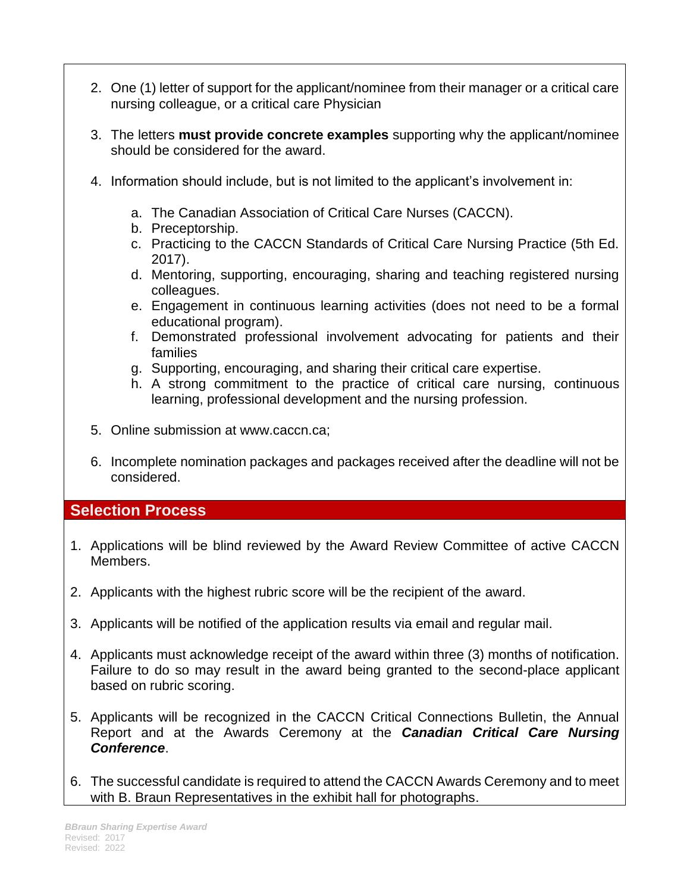2. One (1) letter of support for the applicant/nominee from their manager or a critical care nursing colleague, or a critical care Physician

3. The letters **must provide concrete examples** supporting why the applicant/nominee should be considered for the award.

4. Information should include, but is not limited to the applicant's involvement in:

   a. The Canadian Association of Critical Care Nurses (CACCN).
   b. Preceptorship.
   c. Practicing to the CACCN Standards of Critical Care Nursing Practice (5th Ed. 2017).
   d. Mentoring, supporting, encouraging, sharing and teaching registered nursing colleagues.
   e. Engagement in continuous learning activities (does not need to be a formal educational program).
   f. Demonstrated professional involvement advocating for patients and their families
   g. Supporting, encouraging, and sharing their critical care expertise.
   h. A strong commitment to the practice of critical care nursing, continuous learning, professional development and the nursing profession.

5. Online submission at www.caccn.ca;

6. Incomplete nomination packages and packages received after the deadline will not be considered.

## Selection Process

1. Applications will be blind reviewed by the Award Review Committee of active CACCN Members.

2. Applicants with the highest rubric score will be the recipient of the award.

3. Applicants will be notified of the application results via email and regular mail.

4. Applicants must acknowledge receipt of the award within three (3) months of notification. Failure to do so may result in the award being granted to the second-place applicant based on rubric scoring.

5. Applicants will be recognized in the CACCN Critical Connections Bulletin, the Annual Report and at the Awards Ceremony at the ***Canadian Critical Care Nursing Conference***.

6. The successful candidate is required to attend the CACCN Awards Ceremony and to meet with B. Braun Representatives in the exhibit hall for photographs.

*BBraun Sharing Expertise Award*
Revised: 2017
Revised: 2022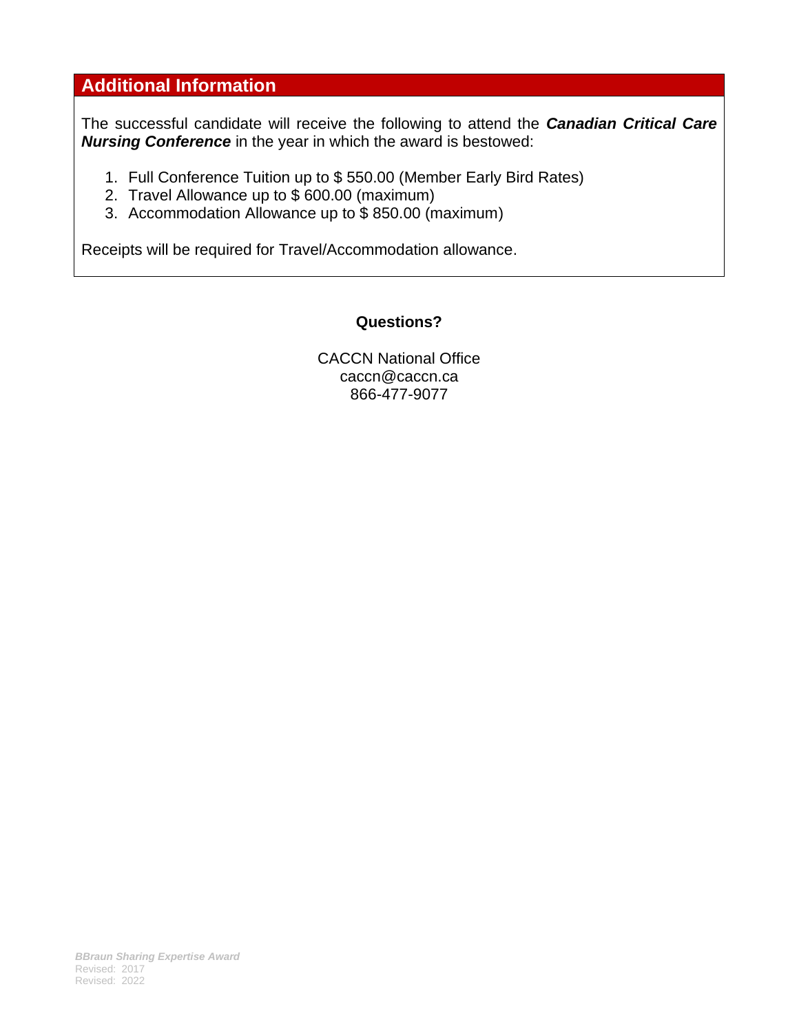## Additional Information

The successful candidate will receive the following to attend the ***Canadian Critical Care Nursing Conference*** in the year in which the award is bestowed:

1. Full Conference Tuition up to $ 550.00 (Member Early Bird Rates)
2. Travel Allowance up to $ 600.00 (maximum)
3. Accommodation Allowance up to $ 850.00 (maximum)

Receipts will be required for Travel/Accommodation allowance.

**Questions?**

CACCN National Office
caccn@caccn.ca
866-477-9077

***BBraun Sharing Expertise Award***
Revised: 2017
Revised: 2022